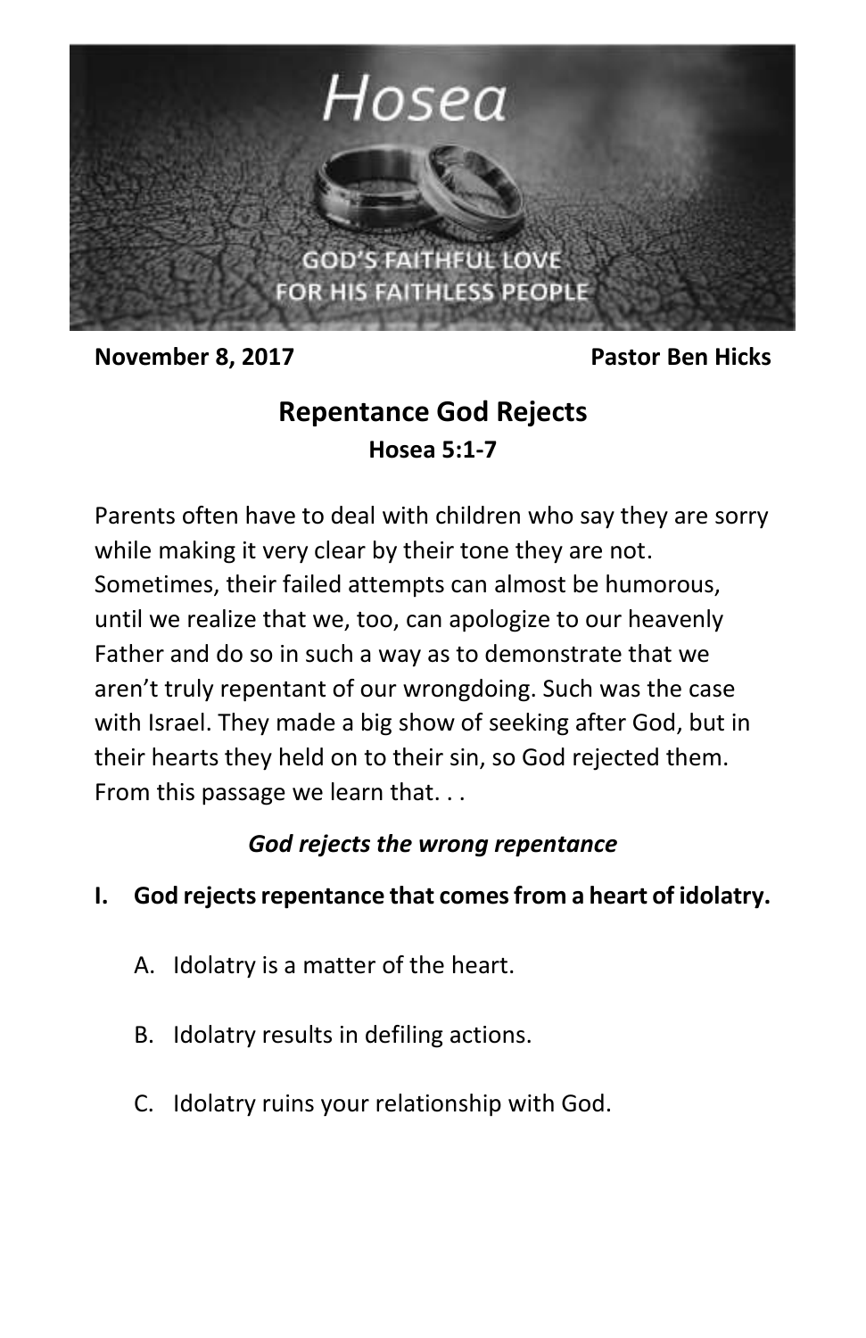# Hosea

GOD'S FAITHFUL LOVE
FOR HIS FAITHLESS PEOPLE

**November 8, 2017** **Pastor Ben Hicks**

## Repentance God Rejects

### Hosea 5:1-7

Parents often have to deal with children who say they are sorry while making it very clear by their tone they are not. Sometimes, their failed attempts can almost be humorous, until we realize that we, too, can apologize to our heavenly Father and do so in such a way as to demonstrate that we aren't truly repentant of our wrongdoing. Such was the case with Israel. They made a big show of seeking after God, but in their hearts they held on to their sin, so God rejected them. From this passage we learn that. . .

***God rejects the wrong repentance***

**I. God rejects repentance that comes from a heart of idolatry.**

A. Idolatry is a matter of the heart.

B. Idolatry results in defiling actions.

C. Idolatry ruins your relationship with God.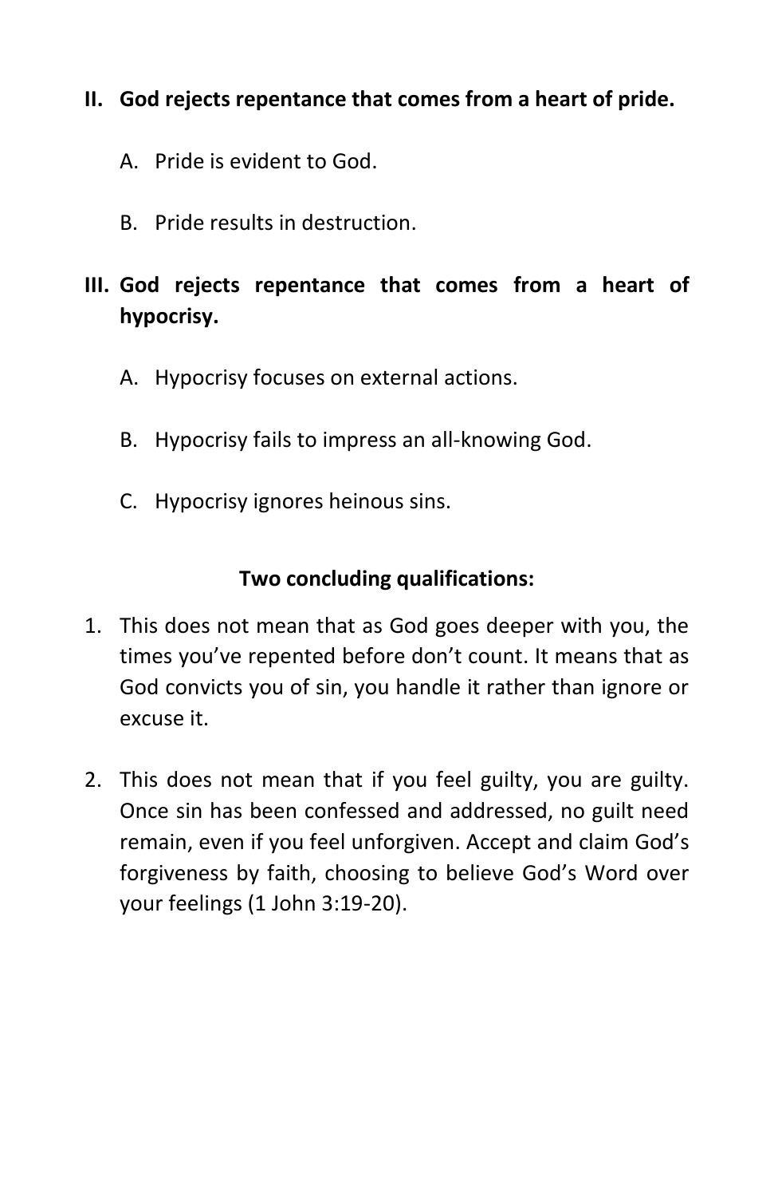**II. God rejects repentance that comes from a heart of pride.**

A. Pride is evident to God.

B. Pride results in destruction.

**III. God rejects repentance that comes from a heart of hypocrisy.**

A. Hypocrisy focuses on external actions.

B. Hypocrisy fails to impress an all-knowing God.

C. Hypocrisy ignores heinous sins.

**Two concluding qualifications:**

1. This does not mean that as God goes deeper with you, the times you've repented before don't count. It means that as God convicts you of sin, you handle it rather than ignore or excuse it.

2. This does not mean that if you feel guilty, you are guilty. Once sin has been confessed and addressed, no guilt need remain, even if you feel unforgiven. Accept and claim God's forgiveness by faith, choosing to believe God's Word over your feelings (1 John 3:19-20).